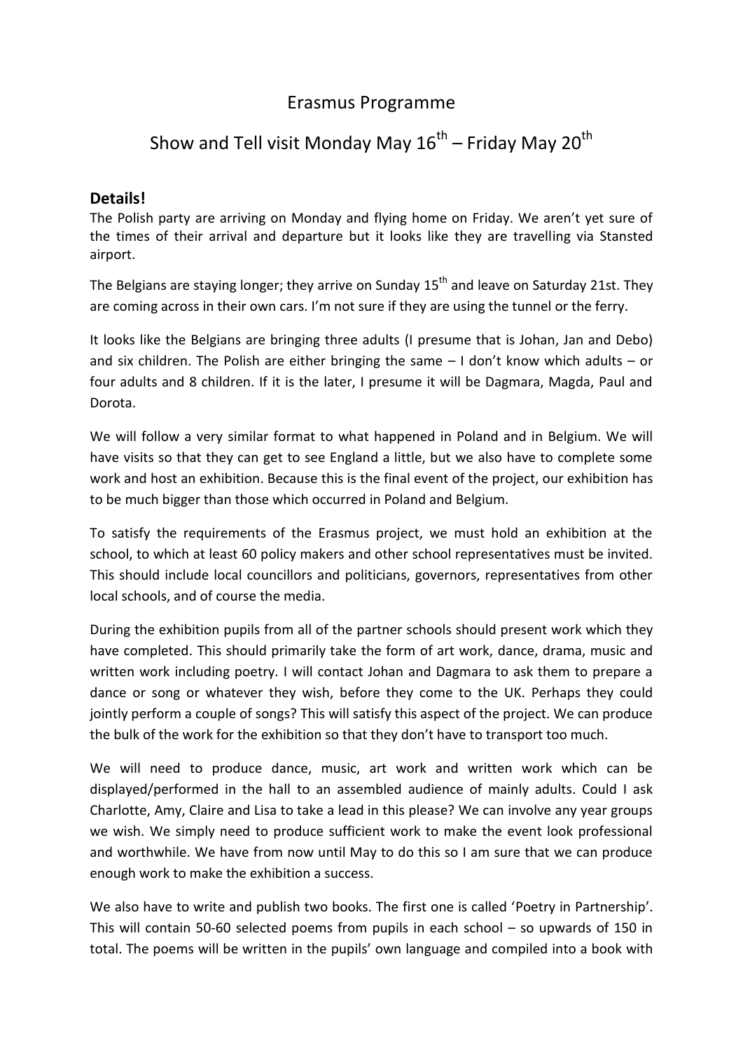# Erasmus Programme

# Show and Tell visit Monday May 16th – Friday May 20th

## Details!

The Polish party are arriving on Monday and flying home on Friday. We aren't yet sure of the times of their arrival and departure but it looks like they are travelling via Stansted airport.

The Belgians are staying longer; they arrive on Sunday 15th and leave on Saturday 21st. They are coming across in their own cars. I'm not sure if they are using the tunnel or the ferry.

It looks like the Belgians are bringing three adults (I presume that is Johan, Jan and Debo) and six children. The Polish are either bringing the same – I don't know which adults – or four adults and 8 children. If it is the later, I presume it will be Dagmara, Magda, Paul and Dorota.

We will follow a very similar format to what happened in Poland and in Belgium. We will have visits so that they can get to see England a little, but we also have to complete some work and host an exhibition. Because this is the final event of the project, our exhibition has to be much bigger than those which occurred in Poland and Belgium.

To satisfy the requirements of the Erasmus project, we must hold an exhibition at the school, to which at least 60 policy makers and other school representatives must be invited. This should include local councillors and politicians, governors, representatives from other local schools, and of course the media.

During the exhibition pupils from all of the partner schools should present work which they have completed. This should primarily take the form of art work, dance, drama, music and written work including poetry. I will contact Johan and Dagmara to ask them to prepare a dance or song or whatever they wish, before they come to the UK. Perhaps they could jointly perform a couple of songs? This will satisfy this aspect of the project. We can produce the bulk of the work for the exhibition so that they don't have to transport too much.

We will need to produce dance, music, art work and written work which can be displayed/performed in the hall to an assembled audience of mainly adults. Could I ask Charlotte, Amy, Claire and Lisa to take a lead in this please? We can involve any year groups we wish. We simply need to produce sufficient work to make the event look professional and worthwhile. We have from now until May to do this so I am sure that we can produce enough work to make the exhibition a success.

We also have to write and publish two books. The first one is called 'Poetry in Partnership'. This will contain 50-60 selected poems from pupils in each school – so upwards of 150 in total. The poems will be written in the pupils' own language and compiled into a book with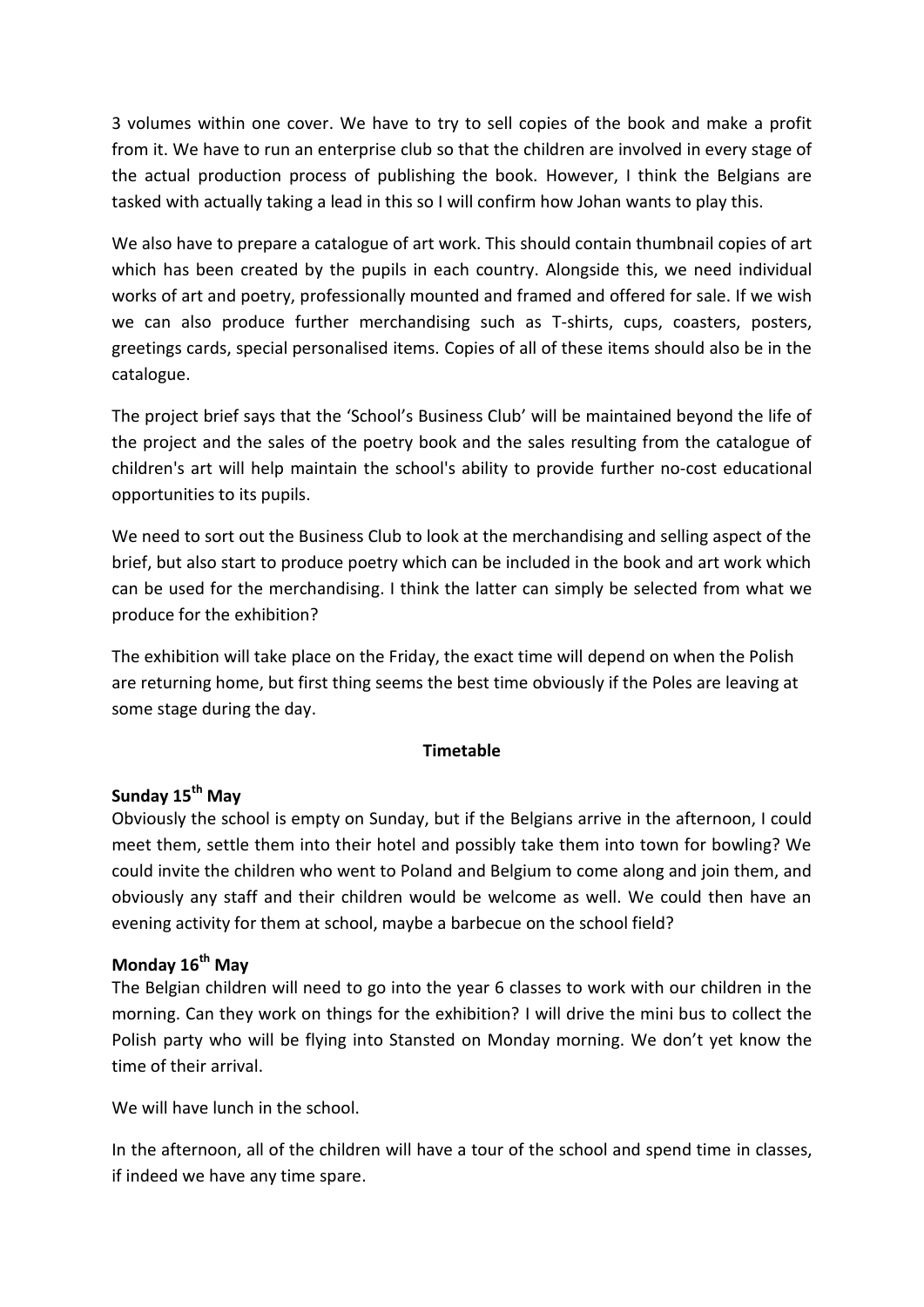3 volumes within one cover. We have to try to sell copies of the book and make a profit from it. We have to run an enterprise club so that the children are involved in every stage of the actual production process of publishing the book. However, I think the Belgians are tasked with actually taking a lead in this so I will confirm how Johan wants to play this.

We also have to prepare a catalogue of art work. This should contain thumbnail copies of art which has been created by the pupils in each country. Alongside this, we need individual works of art and poetry, professionally mounted and framed and offered for sale. If we wish we can also produce further merchandising such as T-shirts, cups, coasters, posters, greetings cards, special personalised items. Copies of all of these items should also be in the catalogue.

The project brief says that the 'School's Business Club' will be maintained beyond the life of the project and the sales of the poetry book and the sales resulting from the catalogue of children's art will help maintain the school's ability to provide further no-cost educational opportunities to its pupils.

We need to sort out the Business Club to look at the merchandising and selling aspect of the brief, but also start to produce poetry which can be included in the book and art work which can be used for the merchandising. I think the latter can simply be selected from what we produce for the exhibition?

The exhibition will take place on the Friday, the exact time will depend on when the Polish are returning home, but first thing seems the best time obviously if the Poles are leaving at some stage during the day.

**Timetable**

**Sunday 15th May**

Obviously the school is empty on Sunday, but if the Belgians arrive in the afternoon, I could meet them, settle them into their hotel and possibly take them into town for bowling? We could invite the children who went to Poland and Belgium to come along and join them, and obviously any staff and their children would be welcome as well. We could then have an evening activity for them at school, maybe a barbecue on the school field?

**Monday 16th May**

The Belgian children will need to go into the year 6 classes to work with our children in the morning. Can they work on things for the exhibition? I will drive the mini bus to collect the Polish party who will be flying into Stansted on Monday morning. We don't yet know the time of their arrival.

We will have lunch in the school.

In the afternoon, all of the children will have a tour of the school and spend time in classes, if indeed we have any time spare.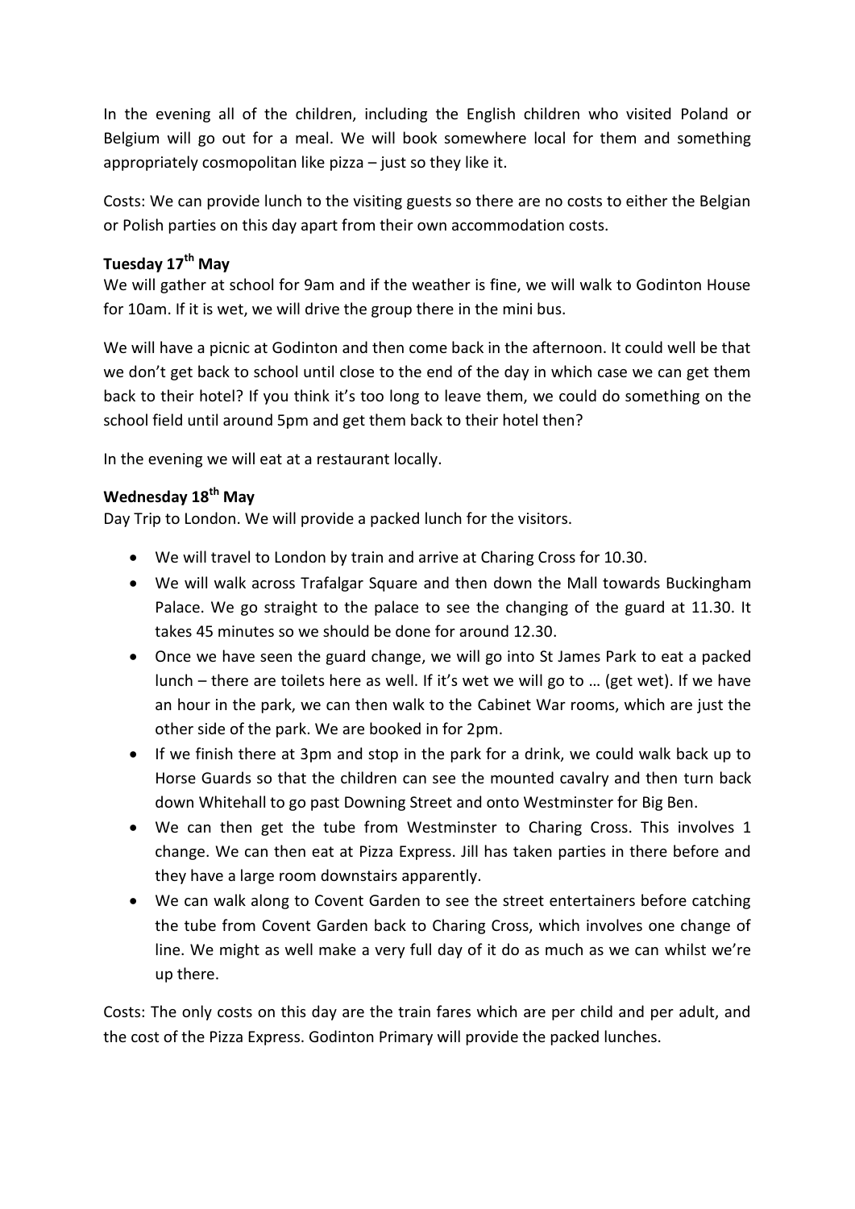In the evening all of the children, including the English children who visited Poland or Belgium will go out for a meal. We will book somewhere local for them and something appropriately cosmopolitan like pizza – just so they like it.

Costs: We can provide lunch to the visiting guests so there are no costs to either the Belgian or Polish parties on this day apart from their own accommodation costs.

**Tuesday 17th May**

We will gather at school for 9am and if the weather is fine, we will walk to Godinton House for 10am. If it is wet, we will drive the group there in the mini bus.

We will have a picnic at Godinton and then come back in the afternoon. It could well be that we don't get back to school until close to the end of the day in which case we can get them back to their hotel? If you think it's too long to leave them, we could do something on the school field until around 5pm and get them back to their hotel then?

In the evening we will eat at a restaurant locally.

**Wednesday 18th May**

Day Trip to London. We will provide a packed lunch for the visitors.

- We will travel to London by train and arrive at Charing Cross for 10.30.
- We will walk across Trafalgar Square and then down the Mall towards Buckingham Palace. We go straight to the palace to see the changing of the guard at 11.30. It takes 45 minutes so we should be done for around 12.30.
- Once we have seen the guard change, we will go into St James Park to eat a packed lunch – there are toilets here as well. If it's wet we will go to … (get wet). If we have an hour in the park, we can then walk to the Cabinet War rooms, which are just the other side of the park. We are booked in for 2pm.
- If we finish there at 3pm and stop in the park for a drink, we could walk back up to Horse Guards so that the children can see the mounted cavalry and then turn back down Whitehall to go past Downing Street and onto Westminster for Big Ben.
- We can then get the tube from Westminster to Charing Cross. This involves 1 change. We can then eat at Pizza Express. Jill has taken parties in there before and they have a large room downstairs apparently.
- We can walk along to Covent Garden to see the street entertainers before catching the tube from Covent Garden back to Charing Cross, which involves one change of line. We might as well make a very full day of it do as much as we can whilst we're up there.

Costs: The only costs on this day are the train fares which are per child and per adult, and the cost of the Pizza Express. Godinton Primary will provide the packed lunches.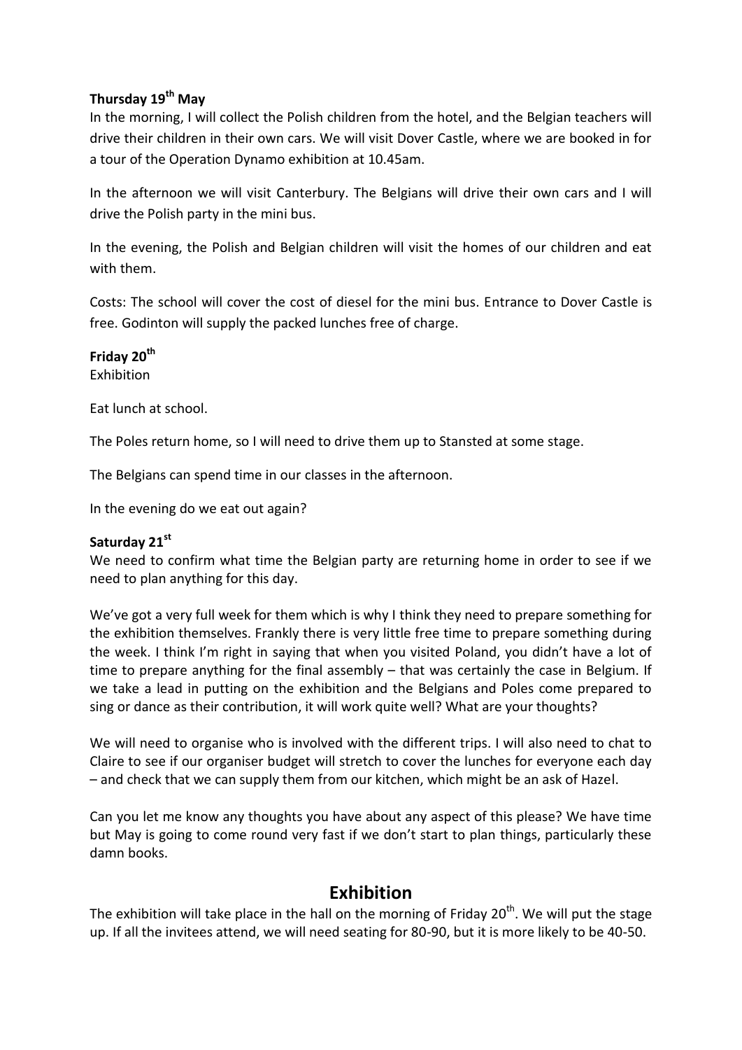**Thursday 19th May**

In the morning, I will collect the Polish children from the hotel, and the Belgian teachers will drive their children in their own cars. We will visit Dover Castle, where we are booked in for a tour of the Operation Dynamo exhibition at 10.45am.

In the afternoon we will visit Canterbury. The Belgians will drive their own cars and I will drive the Polish party in the mini bus.

In the evening, the Polish and Belgian children will visit the homes of our children and eat with them.

Costs: The school will cover the cost of diesel for the mini bus. Entrance to Dover Castle is free. Godinton will supply the packed lunches free of charge.

**Friday 20th**

Exhibition

Eat lunch at school.

The Poles return home, so I will need to drive them up to Stansted at some stage.

The Belgians can spend time in our classes in the afternoon.

In the evening do we eat out again?

**Saturday 21st**

We need to confirm what time the Belgian party are returning home in order to see if we need to plan anything for this day.

We've got a very full week for them which is why I think they need to prepare something for the exhibition themselves. Frankly there is very little free time to prepare something during the week. I think I'm right in saying that when you visited Poland, you didn't have a lot of time to prepare anything for the final assembly – that was certainly the case in Belgium. If we take a lead in putting on the exhibition and the Belgians and Poles come prepared to sing or dance as their contribution, it will work quite well? What are your thoughts?

We will need to organise who is involved with the different trips. I will also need to chat to Claire to see if our organiser budget will stretch to cover the lunches for everyone each day – and check that we can supply them from our kitchen, which might be an ask of Hazel.

Can you let me know any thoughts you have about any aspect of this please? We have time but May is going to come round very fast if we don't start to plan things, particularly these damn books.

## Exhibition

The exhibition will take place in the hall on the morning of Friday 20th. We will put the stage up. If all the invitees attend, we will need seating for 80-90, but it is more likely to be 40-50.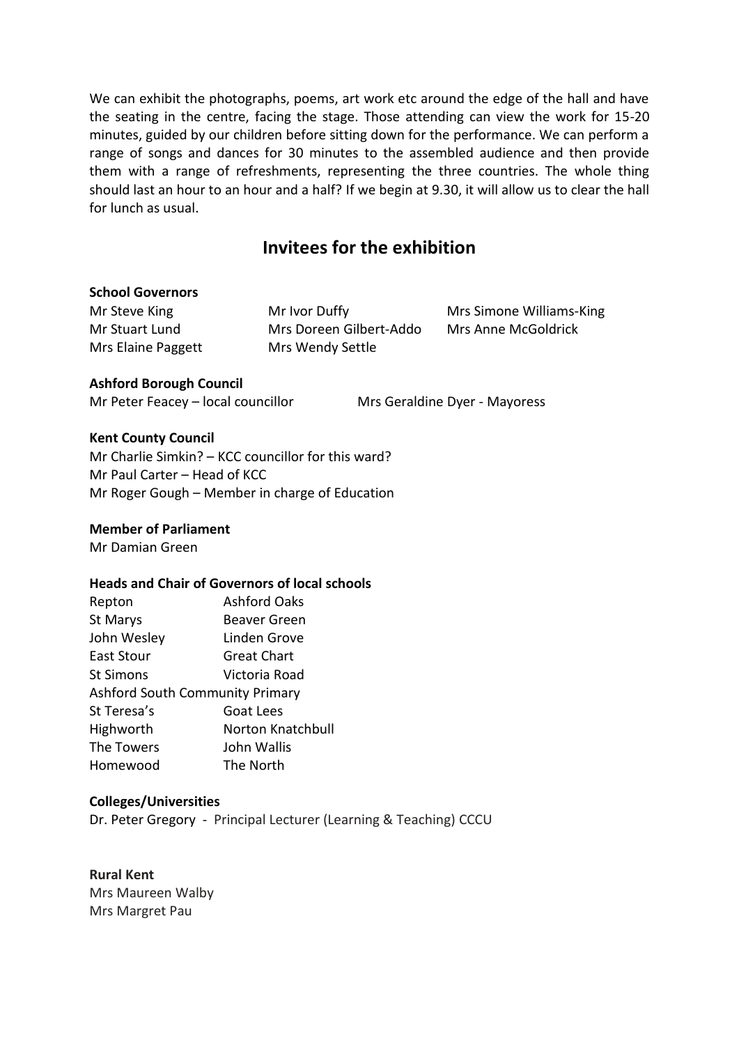We can exhibit the photographs, poems, art work etc around the edge of the hall and have the seating in the centre, facing the stage. Those attending can view the work for 15-20 minutes, guided by our children before sitting down for the performance. We can perform a range of songs and dances for 30 minutes to the assembled audience and then provide them with a range of refreshments, representing the three countries. The whole thing should last an hour to an hour and a half? If we begin at 9.30, it will allow us to clear the hall for lunch as usual.

## Invitees for the exhibition

**School Governors**

Mr Steve King
Mr Ivor Duffy
Mrs Simone Williams-King
Mr Stuart Lund
Mrs Doreen Gilbert-Addo
Mrs Anne McGoldrick
Mrs Elaine Paggett
Mrs Wendy Settle

**Ashford Borough Council**

Mr Peter Feacey – local councillor
Mrs Geraldine Dyer - Mayoress

**Kent County Council**

Mr Charlie Simkin? – KCC councillor for this ward?
Mr Paul Carter – Head of KCC
Mr Roger Gough – Member in charge of Education

**Member of Parliament**

Mr Damian Green

**Heads and Chair of Governors of local schools**

Repton
Ashford Oaks
St Marys
Beaver Green
John Wesley
Linden Grove
East Stour
Great Chart
St Simons
Victoria Road
Ashford South Community Primary
St Teresa's
Goat Lees
Highworth
Norton Knatchbull
The Towers
John Wallis
Homewood
The North

**Colleges/Universities**

Dr. Peter Gregory - Principal Lecturer (Learning & Teaching) CCCU

**Rural Kent**

Mrs Maureen Walby
Mrs Margret Pau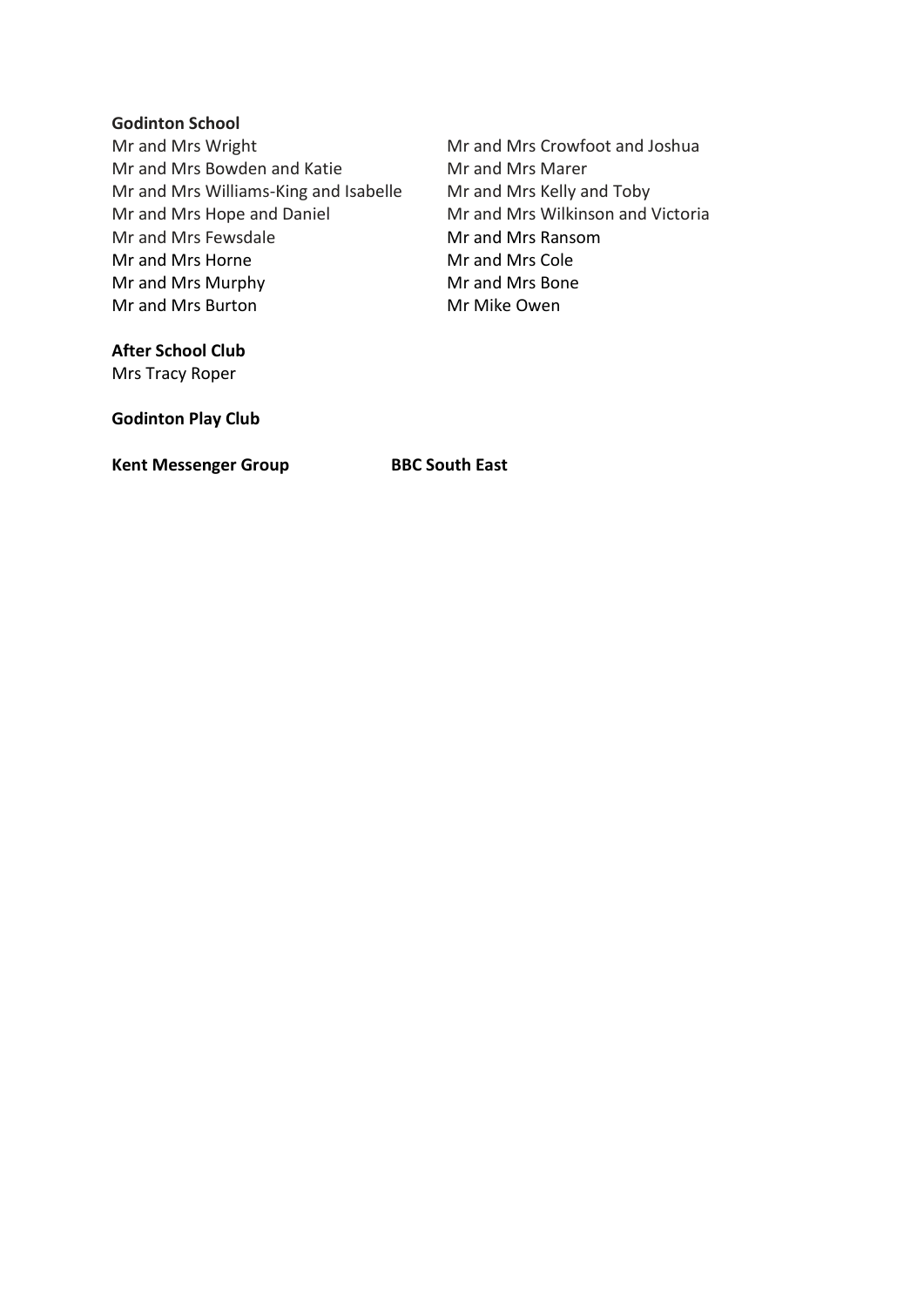**Godinton School**

Mr and Mrs Wright
Mr and Mrs Bowden and Katie
Mr and Mrs Williams-King and Isabelle
Mr and Mrs Hope and Daniel
Mr and Mrs Fewsdale
Mr and Mrs Horne
Mr and Mrs Murphy
Mr and Mrs Burton
Mr and Mrs Crowfoot and Joshua
Mr and Mrs Marer
Mr and Mrs Kelly and Toby
Mr and Mrs Wilkinson and Victoria
Mr and Mrs Ransom
Mr and Mrs Cole
Mr and Mrs Bone
Mr Mike Owen

**After School Club**

Mrs Tracy Roper

**Godinton Play Club**

**Kent Messenger Group**

**BBC South East**